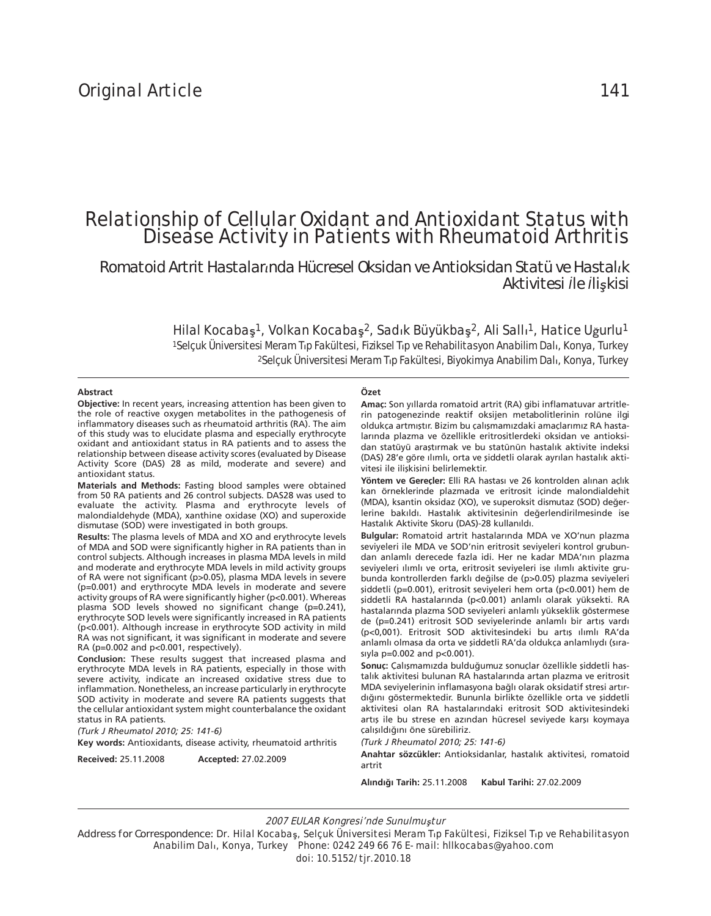Original Article

# Relationship of Cellular Oxidant and Antioxidant Status with Disease Activity in Patients with Rheumatoid Arthritis

## Romatoid Artrit Hastalarında Hücresel Oksidan ve Antioksidan Statü ve Hastalık Aktivitesi ile İlişkisi

Hilal Kocabaş[1], Volkan Kocabaş[2], Sadık Büyükbaş[2], Ali Sallı[1], Hatice Uğurlu[1]

[1]Selçuk Üniversitesi Meram Tıp Fakültesi, Fiziksel Tıp ve Rehabilitasyon Anabilim Dalı, Konya, Turkey

[2]Selçuk Üniversitesi Meram Tıp Fakültesi, Biyokimya Anabilim Dalı, Konya, Turkey

### Abstract

**Objective:** In recent years, increasing attention has been given to the role of reactive oxygen metabolites in the pathogenesis of inflammatory diseases such as rheumatoid arthritis (RA). The aim of this study was to elucidate plasma and especially erythrocyte oxidant and antioxidant status in RA patients and to assess the relationship between disease activity scores (evaluated by Disease Activity Score (DAS) 28 as mild, moderate and severe) and antioxidant status.

**Materials and Methods:** Fasting blood samples were obtained from 50 RA patients and 26 control subjects. DAS28 was used to evaluate the activity. Plasma and erythrocyte levels of malondialdehyde (MDA), xanthine oxidase (XO) and superoxide dismutase (SOD) were investigated in both groups.

**Results:** The plasma levels of MDA and XO and erythrocyte levels of MDA and SOD were significantly higher in RA patients than in control subjects. Although increases in plasma MDA levels in mild and moderate and erythrocyte MDA levels in mild activity groups of RA were not significant ($p>0.05$), plasma MDA levels in severe ($p=0.001$) and erythrocyte MDA levels in moderate and severe activity groups of RA were significantly higher ($p<0.001$). Whereas plasma SOD levels showed no significant change ($p=0.241$), erythrocyte SOD levels were significantly increased in RA patients ($p<0.001$). Although increase in erythrocyte SOD activity in mild RA was not significant, it was significant in moderate and severe RA ($p=0.002$ and $p<0.001$, respectively).

**Conclusion:** These results suggest that increased plasma and erythrocyte MDA levels in RA patients, especially in those with severe activity, indicate an increased oxidative stress due to inflammation. Nonetheless, an increase particularly in erythrocyte SOD activity in moderate and severe RA patients suggests that the cellular antioxidant system might counterbalance the oxidant status in RA patients.

*(Turk J Rheumatol 2010; 25: 141-6)*

**Key words:** Antioxidants, disease activity, rheumatoid arthritis

**Received:** 25.11.2008 **Accepted:** 27.02.2009

### Özet

**Amaç:** Son yıllarda romatoid artrit (RA) gibi inflamatuvar artritlerin patogenezinde reaktif oksijen metabolitlerinin rolüne ilgi oldukça artmıştır. Bizim bu çalışmamızdaki amaçlarımız RA hastalarında plazma ve özellikle eritrositlerdeki oksidan ve antioksidan statüyü araştırmak ve bu statünün hastalık aktivite indeksi (DAS) 28'e göre ılımlı, orta ve şiddetli olarak ayrılan hastalık aktivitesi ile ilişkisini belirlemektir.

**Yöntem ve Gereçler:** Elli RA hastası ve 26 kontrolden alınan açlık kan örneklerinde plazmada ve eritrosit içinde malondialdehit (MDA), ksantin oksidaz (XO), ve superoksit dismutaz (SOD) değerlerine bakıldı. Hastalık aktivitesinin değerlendirilmesinde ise Hastalık Aktivite Skoru (DAS)-28 kullanıldı.

**Bulgular:** Romatoid artrit hastalarında MDA ve XO'nun plazma seviyeleri ile MDA ve SOD'nin eritrosit seviyeleri kontrol grubundan anlamlı derecede fazla idi. Her ne kadar MDA'nın plazma seviyelerinin ılımlı ve orta, eritrosit seviyeleri ise ılımlı aktivite grubunda kontrollerden farklı değilse de ($p>0.05$) plazma seviyeleri şiddetli ($p=0.001$), eritrosit seviyeleri hem orta ($p<0.001$) hem de şiddetli RA hastalarında ($p<0.001$) anlamlı olarak yüksekti. RA hastalarında plazma SOD seviyeleri anlamlı yükseklik göstermese de ($p=0.241$) eritrosit SOD seviyelerinde anlamlı bir artış vardı ($p<0,001$). Eritrosit SOD aktivitesindeki bu artış ılımlı RA'da anlamlı olmasa da orta ve şiddetli RA'da oldukça anlamlıydı (sırasıyla $p=0.002$ and $p<0.001$).

**Sonuç:** Çalışmamızda bulduğumuz sonuçlar özellikle şiddetli hastalık aktivitesi bulunan RA hastalarında artan plazma ve eritrosit MDA seviyelerinin inflamasyona bağlı olarak oksidatif stresi artırdığını göstermektedir. Bununla birlikte özellikle orta ve şiddetli aktivitesi olan RA hastalarındaki eritrosit SOD aktivitesindeki artış ile bu strese en azından hücresel seviyede karşı koymaya çalışıldığını öne sürebiliriz.

*(Turk J Rheumatol 2010; 25: 141-6)*

**Anahtar sözcükler:** Antioksidanlar, hastalık aktivitesi, romatoid artrit

**Alındığı Tarih:** 25.11.2008 **Kabul Tarihi:** 27.02.2009

---

*2007 EULAR Kongresi'nde Sunulmuştur*

Address for Correspondence: Dr. Hilal Kocabaş, Selçuk Üniversitesi Meram Tıp Fakültesi, Fiziksel Tıp ve Rehabilitasyon Anabilim Dalı, Konya, Turkey Phone: 0242 249 66 76 E-mail: hllkocabas@yahoo.com

doi: 10.5152/tjr.2010.18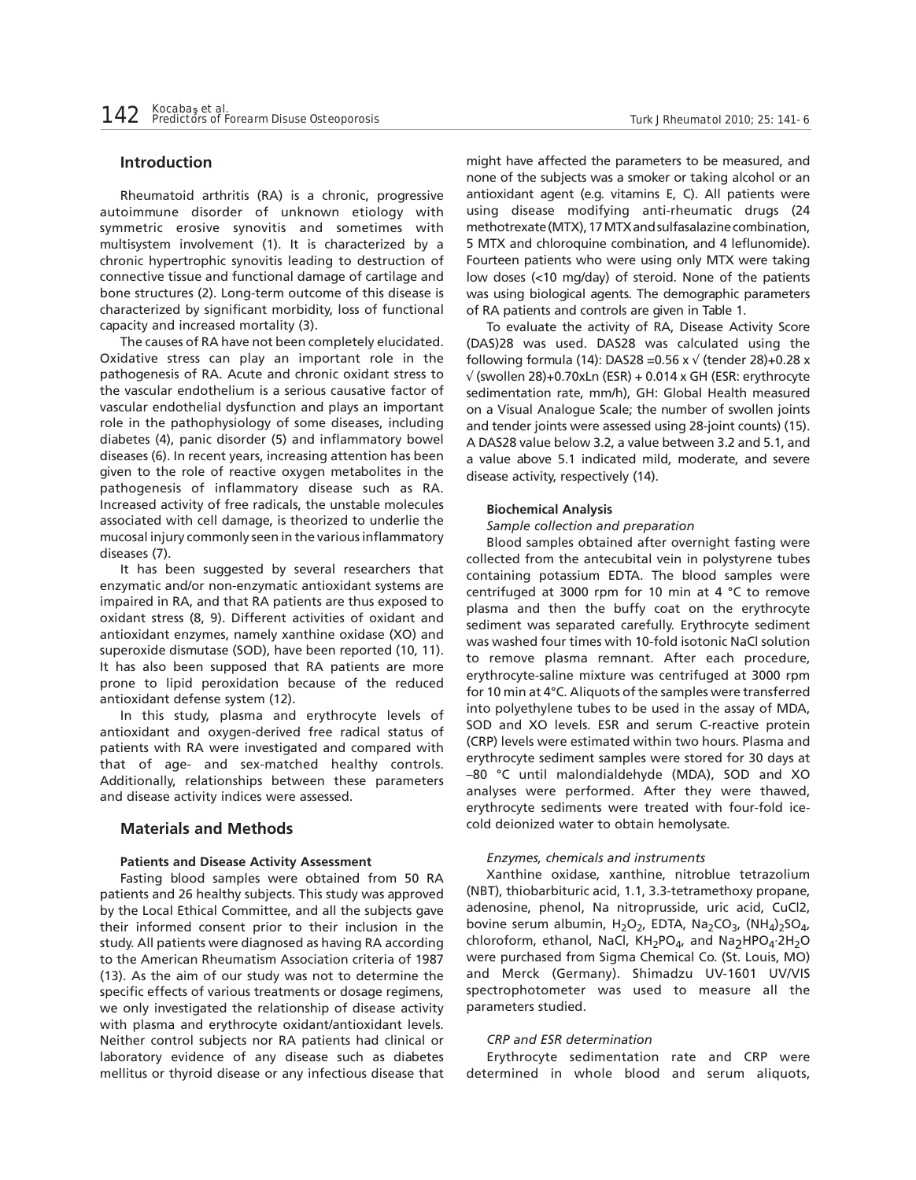## Introduction

Rheumatoid arthritis (RA) is a chronic, progressive autoimmune disorder of unknown etiology with symmetric erosive synovitis and sometimes with multisystem involvement (1). It is characterized by a chronic hypertrophic synovitis leading to destruction of connective tissue and functional damage of cartilage and bone structures (2). Long-term outcome of this disease is characterized by significant morbidity, loss of functional capacity and increased mortality (3).

The causes of RA have not been completely elucidated. Oxidative stress can play an important role in the pathogenesis of RA. Acute and chronic oxidant stress to the vascular endothelium is a serious causative factor of vascular endothelial dysfunction and plays an important role in the pathophysiology of some diseases, including diabetes (4), panic disorder (5) and inflammatory bowel diseases (6). In recent years, increasing attention has been given to the role of reactive oxygen metabolites in the pathogenesis of inflammatory disease such as RA. Increased activity of free radicals, the unstable molecules associated with cell damage, is theorized to underlie the mucosal injury commonly seen in the various inflammatory diseases (7).

It has been suggested by several researchers that enzymatic and/or non-enzymatic antioxidant systems are impaired in RA, and that RA patients are thus exposed to oxidant stress (8, 9). Different activities of oxidant and antioxidant enzymes, namely xanthine oxidase (XO) and superoxide dismutase (SOD), have been reported (10, 11). It has also been supposed that RA patients are more prone to lipid peroxidation because of the reduced antioxidant defense system (12).

In this study, plasma and erythrocyte levels of antioxidant and oxygen-derived free radical status of patients with RA were investigated and compared with that of age- and sex-matched healthy controls. Additionally, relationships between these parameters and disease activity indices were assessed.

## Materials and Methods

### Patients and Disease Activity Assessment

Fasting blood samples were obtained from 50 RA patients and 26 healthy subjects. This study was approved by the Local Ethical Committee, and all the subjects gave their informed consent prior to their inclusion in the study. All patients were diagnosed as having RA according to the American Rheumatism Association criteria of 1987 (13). As the aim of our study was not to determine the specific effects of various treatments or dosage regimens, we only investigated the relationship of disease activity with plasma and erythrocyte oxidant/antioxidant levels. Neither control subjects nor RA patients had clinical or laboratory evidence of any disease such as diabetes mellitus or thyroid disease or any infectious disease that might have affected the parameters to be measured, and none of the subjects was a smoker or taking alcohol or an antioxidant agent (e.g. vitamins E, C). All patients were using disease modifying anti-rheumatic drugs (24 methotrexate (MTX), 17 MTX and sulfasalazine combination, 5 MTX and chloroquine combination, and 4 leflunomide). Fourteen patients who were using only MTX were taking low doses (<10 mg/day) of steroid. None of the patients was using biological agents. The demographic parameters of RA patients and controls are given in Table 1.

To evaluate the activity of RA, Disease Activity Score (DAS)28 was used. DAS28 was calculated using the following formula (14): DAS28 $= 0.56 \times \sqrt{(\text{tender } 28)} + 0.28 \times \sqrt{(\text{swollen } 28)} + 0.70 \times \text{Ln (ESR)} + 0.014 \times \text{GH}$ (ESR: erythrocyte sedimentation rate, mm/h), GH: Global Health measured on a Visual Analogue Scale; the number of swollen joints and tender joints were assessed using 28-joint counts) (15). A DAS28 value below 3.2, a value between 3.2 and 5.1, and a value above 5.1 indicated mild, moderate, and severe disease activity, respectively (14).

### Biochemical Analysis

*Sample collection and preparation*

Blood samples obtained after overnight fasting were collected from the antecubital vein in polystyrene tubes containing potassium EDTA. The blood samples were centrifuged at 3000 rpm for 10 min at 4 °C to remove plasma and then the buffy coat on the erythrocyte sediment was separated carefully. Erythrocyte sediment was washed four times with 10-fold isotonic NaCl solution to remove plasma remnant. After each procedure, erythrocyte-saline mixture was centrifuged at 3000 rpm for 10 min at 4°C. Aliquots of the samples were transferred into polyethylene tubes to be used in the assay of MDA, SOD and XO levels. ESR and serum C-reactive protein (CRP) levels were estimated within two hours. Plasma and erythrocyte sediment samples were stored for 30 days at –80 °C until malondialdehyde (MDA), SOD and XO analyses were performed. After they were thawed, erythrocyte sediments were treated with four-fold ice-cold deionized water to obtain hemolysate.

*Enzymes, chemicals and instruments*

Xanthine oxidase, xanthine, nitroblue tetrazolium (NBT), thiobarbituric acid, 1.1, 3.3-tetramethoxy propane, adenosine, phenol, Na nitroprusside, uric acid, CuCl2, bovine serum albumin, $H_2O_2$, EDTA, $Na_2CO_3$, $(NH_4)_2SO_4$, chloroform, ethanol, NaCl, $KH_2PO_4$, and $Na_2HPO_4{\cdot}2H_2O$ were purchased from Sigma Chemical Co. (St. Louis, MO) and Merck (Germany). Shimadzu UV-1601 UV/VIS spectrophotometer was used to measure all the parameters studied.

*CRP and ESR determination*

Erythrocyte sedimentation rate and CRP were determined in whole blood and serum aliquots,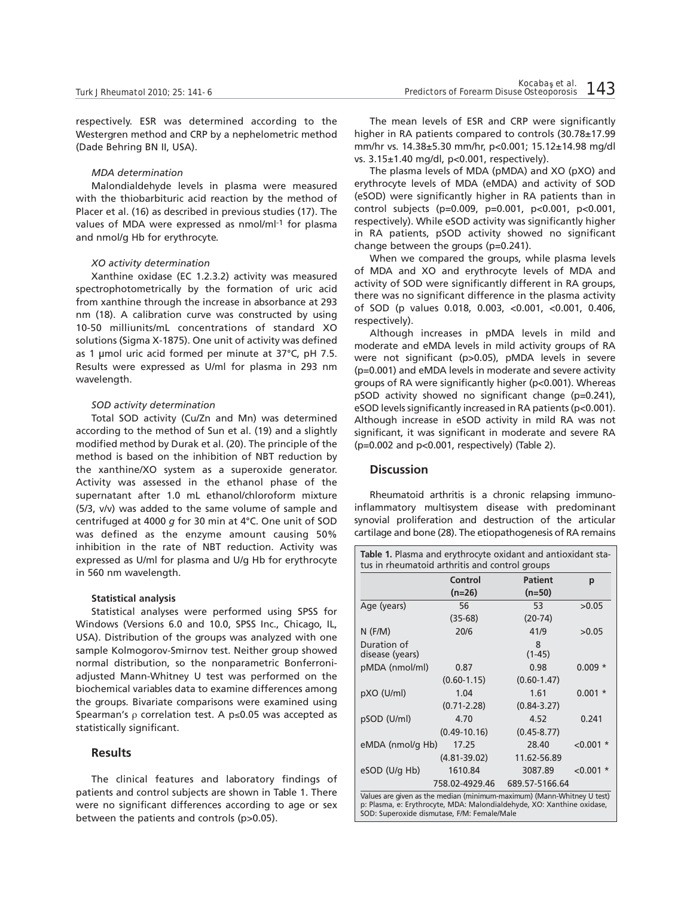respectively. ESR was determined according to the Westergren method and CRP by a nephelometric method (Dade Behring BN II, USA).

*MDA determination*

Malondialdehyde levels in plasma were measured with the thiobarbituric acid reaction by the method of Placer et al. (16) as described in previous studies (17). The values of MDA were expressed as nmol/ml$^{-1}$ for plasma and nmol/g Hb for erythrocyte.

*XO activity determination*

Xanthine oxidase (EC 1.2.3.2) activity was measured spectrophotometrically by the formation of uric acid from xanthine through the increase in absorbance at 293 nm (18). A calibration curve was constructed by using 10-50 milliunits/mL concentrations of standard XO solutions (Sigma X-1875). One unit of activity was defined as 1 µmol uric acid formed per minute at 37°C, pH 7.5. Results were expressed as U/ml for plasma in 293 nm wavelength.

*SOD activity determination*

Total SOD activity (Cu/Zn and Mn) was determined according to the method of Sun et al. (19) and a slightly modified method by Durak et al. (20). The principle of the method is based on the inhibition of NBT reduction by the xanthine/XO system as a superoxide generator. Activity was assessed in the ethanol phase of the supernatant after 1.0 mL ethanol/chloroform mixture (5/3, v/v) was added to the same volume of sample and centrifuged at 4000 *g* for 30 min at 4°C. One unit of SOD was defined as the enzyme amount causing 50% inhibition in the rate of NBT reduction. Activity was expressed as U/ml for plasma and U/g Hb for erythrocyte in 560 nm wavelength.

**Statistical analysis**

Statistical analyses were performed using SPSS for Windows (Versions 6.0 and 10.0, SPSS Inc., Chicago, IL, USA). Distribution of the groups was analyzed with one sample Kolmogorov-Smirnov test. Neither group showed normal distribution, so the nonparametric Bonferroni-adjusted Mann-Whitney U test was performed on the biochemical variables data to examine differences among the groups. Bivariate comparisons were examined using Spearman's $\rho$ correlation test. A $p \leq 0.05$ was accepted as statistically significant.

## Results

The clinical features and laboratory findings of patients and control subjects are shown in Table 1. There were no significant differences according to age or sex between the patients and controls (p>0.05).

The mean levels of ESR and CRP were significantly higher in RA patients compared to controls (30.78±17.99 mm/hr vs. 14.38±5.30 mm/hr, p<0.001; 15.12±14.98 mg/dl vs. 3.15±1.40 mg/dl, p<0.001, respectively).

The plasma levels of MDA (pMDA) and XO (pXO) and erythrocyte levels of MDA (eMDA) and activity of SOD (eSOD) were significantly higher in RA patients than in control subjects (p=0.009, p=0.001, p<0.001, p<0.001, respectively). While eSOD activity was significantly higher in RA patients, pSOD activity showed no significant change between the groups (p=0.241).

When we compared the groups, while plasma levels of MDA and XO and erythrocyte levels of MDA and activity of SOD were significantly different in RA groups, there was no significant difference in the plasma activity of SOD (p values 0.018, 0.003, <0.001, <0.001, 0.406, respectively).

Although increases in pMDA levels in mild and moderate and eMDA levels in mild activity groups of RA were not significant (p>0.05), pMDA levels in severe (p=0.001) and eMDA levels in moderate and severe activity groups of RA were significantly higher (p<0.001). Whereas pSOD activity showed no significant change (p=0.241), eSOD levels significantly increased in RA patients (p<0.001). Although increase in eSOD activity in mild RA was not significant, it was significant in moderate and severe RA (p=0.002 and p<0.001, respectively) (Table 2).

## Discussion

Rheumatoid arthritis is a chronic relapsing immunoinflammatory multisystem disease with predominant synovial proliferation and destruction of the articular cartilage and bone (28). The etiopathogenesis of RA remains

**Table 1.** Plasma and erythrocyte oxidant and antioxidant status in rheumatoid arthritis and control groups

| | Control (n=26) | Patient (n=50) | p |
|---|---|---|---|
| Age (years) | 56 (35-68) | 53 (20-74) | >0.05 |
| N (F/M) | 20/6 | 41/9 | >0.05 |
| Duration of disease (years) | | 8 (1-45) | |
| pMDA (nmol/ml) | 0.87 (0.60-1.15) | 0.98 (0.60-1.47) | 0.009 * |
| pXO (U/ml) | 1.04 (0.71-2.28) | 1.61 (0.84-3.27) | 0.001 * |
| pSOD (U/ml) | 4.70 (0.49-10.16) | 4.52 (0.45-8.77) | 0.241 |
| eMDA (nmol/g Hb) | 17.25 (4.81-39.02) | 28.40 11.62-56.89 | <0.001 * |
| eSOD (U/g Hb) | 1610.84 758.02-4929.46 | 3087.89 689.57-5166.64 | <0.001 * |

Values are given as the median (minimum-maximum) (Mann-Whitney U test)
p: Plasma, e: Erythrocyte, MDA: Malondialdehyde, XO: Xanthine oxidase, SOD: Superoxide dismutase, F/M: Female/Male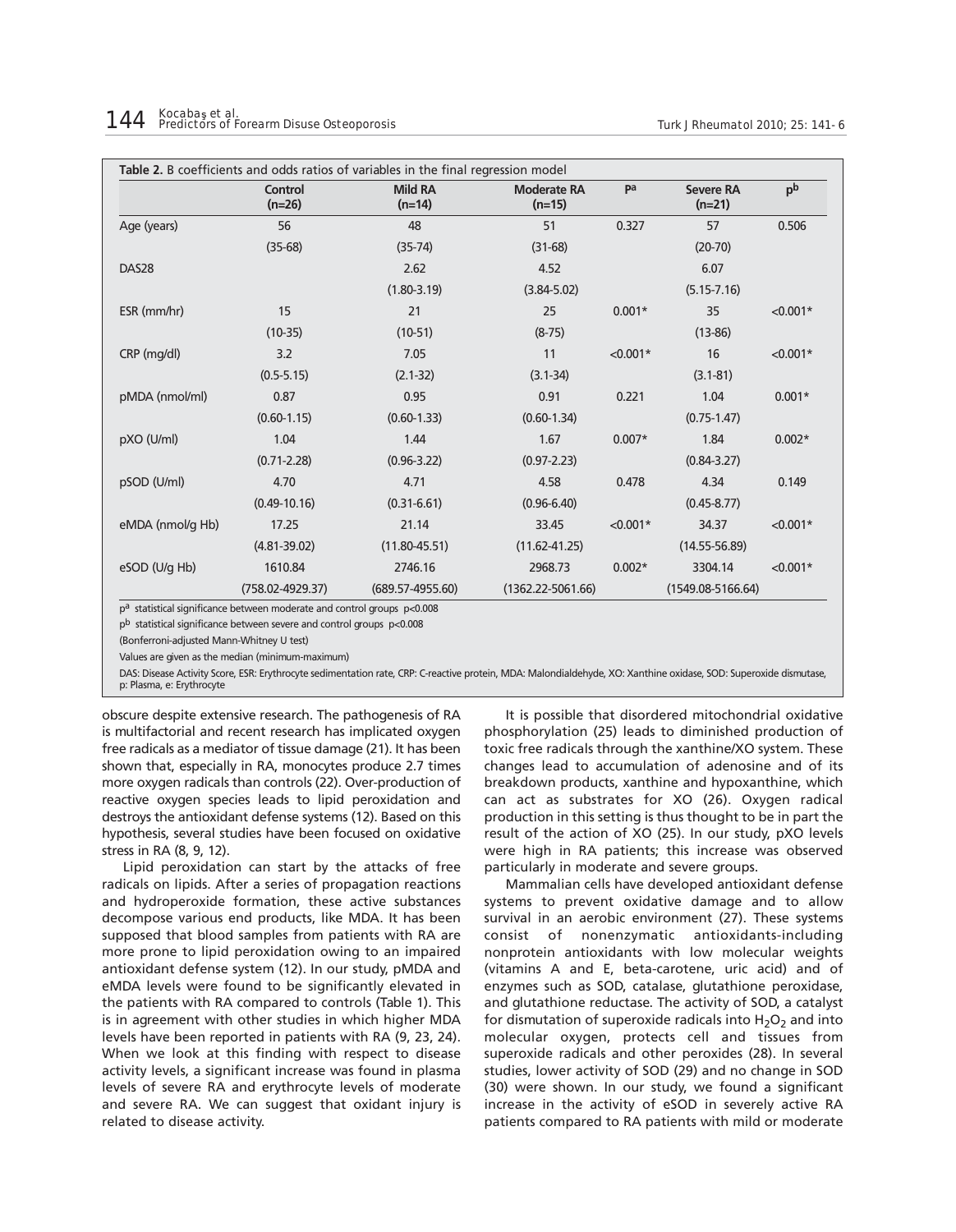**Table 2.** B coefficients and odds ratios of variables in the final regression model

| | Control (n=26) | Mild RA (n=14) | Moderate RA (n=15) | p[a] | Severe RA (n=21) | p[b] |
|---|---|---|---|---|---|---|
| Age (years) | 56 | 48 | 51 | 0.327 | 57 | 0.506 |
| | (35-68) | (35-74) | (31-68) | | (20-70) | |
| DAS28 | | 2.62 | 4.52 | | 6.07 | |
| | | (1.80-3.19) | (3.84-5.02) | | (5.15-7.16) | |
| ESR (mm/hr) | 15 | 21 | 25 | 0.001* | 35 | <0.001* |
| | (10-35) | (10-51) | (8-75) | | (13-86) | |
| CRP (mg/dl) | 3.2 | 7.05 | 11 | <0.001* | 16 | <0.001* |
| | (0.5-5.15) | (2.1-32) | (3.1-34) | | (3.1-81) | |
| pMDA (nmol/ml) | 0.87 | 0.95 | 0.91 | 0.221 | 1.04 | 0.001* |
| | (0.60-1.15) | (0.60-1.33) | (0.60-1.34) | | (0.75-1.47) | |
| pXO (U/ml) | 1.04 | 1.44 | 1.67 | 0.007* | 1.84 | 0.002* |
| | (0.71-2.28) | (0.96-3.22) | (0.97-2.23) | | (0.84-3.27) | |
| pSOD (U/ml) | 4.70 | 4.71 | 4.58 | 0.478 | 4.34 | 0.149 |
| | (0.49-10.16) | (0.31-6.61) | (0.96-6.40) | | (0.45-8.77) | |
| eMDA (nmol/g Hb) | 17.25 | 21.14 | 33.45 | <0.001* | 34.37 | <0.001* |
| | (4.81-39.02) | (11.80-45.51) | (11.62-41.25) | | (14.55-56.89) | |
| eSOD (U/g Hb) | 1610.84 | 2746.16 | 2968.73 | 0.002* | 3304.14 | <0.001* |
| | (758.02-4929.37) | (689.57-4955.60) | (1362.22-5061.66) | | (1549.08-5166.64) | |

p[a] statistical significance between moderate and control groups p<0.008

p[b] statistical significance between severe and control groups p<0.008

(Bonferroni-adjusted Mann-Whitney U test)

Values are given as the median (minimum-maximum)

DAS: Disease Activity Score, ESR: Erythrocyte sedimentation rate, CRP: C-reactive protein, MDA: Malondialdehyde, XO: Xanthine oxidase, SOD: Superoxide dismutase, p: Plasma, e: Erythrocyte

obscure despite extensive research. The pathogenesis of RA is multifactorial and recent research has implicated oxygen free radicals as a mediator of tissue damage (21). It has been shown that, especially in RA, monocytes produce 2.7 times more oxygen radicals than controls (22). Over-production of reactive oxygen species leads to lipid peroxidation and destroys the antioxidant defense systems (12). Based on this hypothesis, several studies have been focused on oxidative stress in RA (8, 9, 12).

Lipid peroxidation can start by the attacks of free radicals on lipids. After a series of propagation reactions and hydroperoxide formation, these active substances decompose various end products, like MDA. It has been supposed that blood samples from patients with RA are more prone to lipid peroxidation owing to an impaired antioxidant defense system (12). In our study, pMDA and eMDA levels were found to be significantly elevated in the patients with RA compared to controls (Table 1). This is in agreement with other studies in which higher MDA levels have been reported in patients with RA (9, 23, 24). When we look at this finding with respect to disease activity levels, a significant increase was found in plasma levels of severe RA and erythrocyte levels of moderate and severe RA. We can suggest that oxidant injury is related to disease activity.

It is possible that disordered mitochondrial oxidative phosphorylation (25) leads to diminished production of toxic free radicals through the xanthine/XO system. These changes lead to accumulation of adenosine and of its breakdown products, xanthine and hypoxanthine, which can act as substrates for XO (26). Oxygen radical production in this setting is thus thought to be in part the result of the action of XO (25). In our study, pXO levels were high in RA patients; this increase was observed particularly in moderate and severe groups.

Mammalian cells have developed antioxidant defense systems to prevent oxidative damage and to allow survival in an aerobic environment (27). These systems consist of nonenzymatic antioxidants-including nonprotein antioxidants with low molecular weights (vitamins A and E, beta-carotene, uric acid) and of enzymes such as SOD, catalase, glutathione peroxidase, and glutathione reductase. The activity of SOD, a catalyst for dismutation of superoxide radicals into $H_2O_2$ and into molecular oxygen, protects cell and tissues from superoxide radicals and other peroxides (28). In several studies, lower activity of SOD (29) and no change in SOD (30) were shown. In our study, we found a significant increase in the activity of eSOD in severely active RA patients compared to RA patients with mild or moderate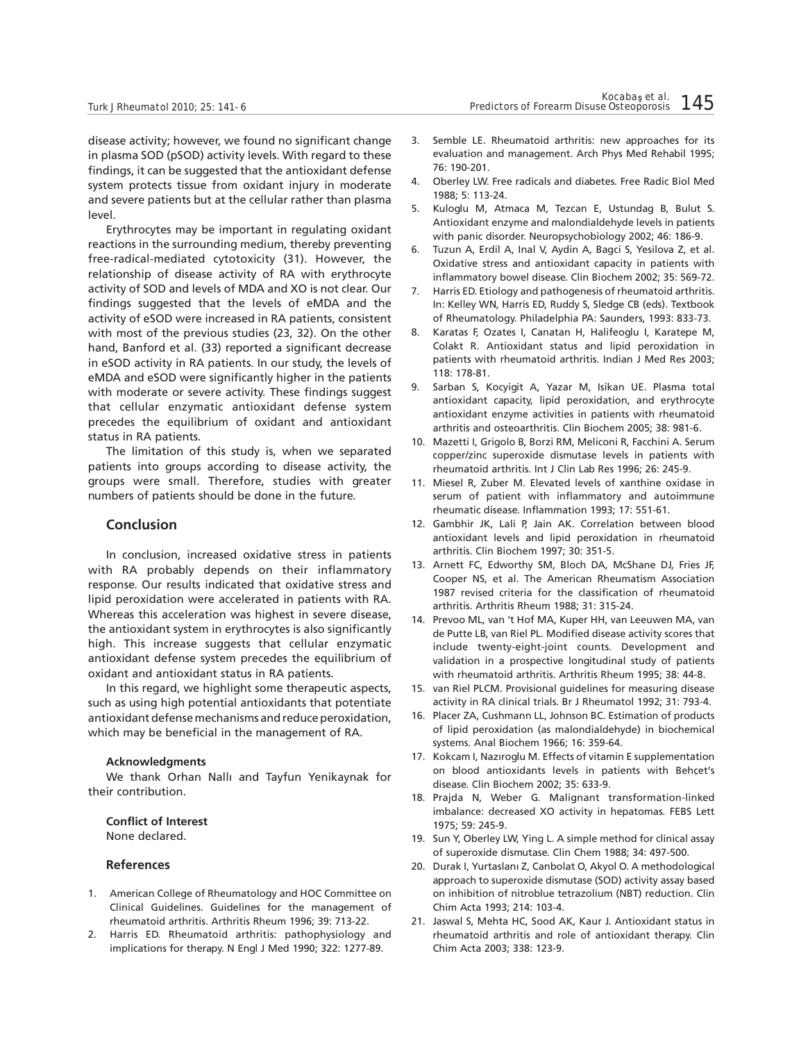disease activity; however, we found no significant change in plasma SOD (pSOD) activity levels. With regard to these findings, it can be suggested that the antioxidant defense system protects tissue from oxidant injury in moderate and severe patients but at the cellular rather than plasma level.

Erythrocytes may be important in regulating oxidant reactions in the surrounding medium, thereby preventing free-radical-mediated cytotoxicity (31). However, the relationship of disease activity of RA with erythrocyte activity of SOD and levels of MDA and XO is not clear. Our findings suggested that the levels of eMDA and the activity of eSOD were increased in RA patients, consistent with most of the previous studies (23, 32). On the other hand, Banford et al. (33) reported a significant decrease in eSOD activity in RA patients. In our study, the levels of eMDA and eSOD were significantly higher in the patients with moderate or severe activity. These findings suggest that cellular enzymatic antioxidant defense system precedes the equilibrium of oxidant and antioxidant status in RA patients.

The limitation of this study is, when we separated patients into groups according to disease activity, the groups were small. Therefore, studies with greater numbers of patients should be done in the future.

## Conclusion

In conclusion, increased oxidative stress in patients with RA probably depends on their inflammatory response. Our results indicated that oxidative stress and lipid peroxidation were accelerated in patients with RA. Whereas this acceleration was highest in severe disease, the antioxidant system in erythrocytes is also significantly high. This increase suggests that cellular enzymatic antioxidant defense system precedes the equilibrium of oxidant and antioxidant status in RA patients.

In this regard, we highlight some therapeutic aspects, such as using high potential antioxidants that potentiate antioxidant defense mechanisms and reduce peroxidation, which may be beneficial in the management of RA.

**Acknowledgments**

We thank Orhan Nallı and Tayfun Yenikaynak for their contribution.

**Conflict of Interest**

None declared.

### References

1. American College of Rheumatology and HOC Committee on Clinical Guidelines. Guidelines for the management of rheumatoid arthritis. Arthritis Rheum 1996; 39: 713-22.
2. Harris ED. Rheumatoid arthritis: pathophysiology and implications for therapy. N Engl J Med 1990; 322: 1277-89.
3. Semble LE. Rheumatoid arthritis: new approaches for its evaluation and management. Arch Phys Med Rehabil 1995; 76: 190-201.
4. Oberley LW. Free radicals and diabetes. Free Radic Biol Med 1988; 5: 113-24.
5. Kuloglu M, Atmaca M, Tezcan E, Ustundag B, Bulut S. Antioxidant enzyme and malondialdehyde levels in patients with panic disorder. Neuropsychobiology 2002; 46: 186-9.
6. Tuzun A, Erdil A, Inal V, Aydin A, Bagci S, Yesilova Z, et al. Oxidative stress and antioxidant capacity in patients with inflammatory bowel disease. Clin Biochem 2002; 35: 569-72.
7. Harris ED. Etiology and pathogenesis of rheumatoid arthritis. In: Kelley WN, Harris ED, Ruddy S, Sledge CB (eds). Textbook of Rheumatology. Philadelphia PA: Saunders, 1993: 833-73.
8. Karatas F, Ozates I, Canatan H, Halifeoglu I, Karatepe M, Colakt R. Antioxidant status and lipid peroxidation in patients with rheumatoid arthritis. Indian J Med Res 2003; 118: 178-81.
9. Sarban S, Kocyigit A, Yazar M, Isikan UE. Plasma total antioxidant capacity, lipid peroxidation, and erythrocyte antioxidant enzyme activities in patients with rheumatoid arthritis and osteoarthritis. Clin Biochem 2005; 38: 981-6.
10. Mazetti I, Grigolo B, Borzi RM, Meliconi R, Facchini A. Serum copper/zinc superoxide dismutase levels in patients with rheumatoid arthritis. Int J Clin Lab Res 1996; 26: 245-9.
11. Miesel R, Zuber M. Elevated levels of xanthine oxidase in serum of patient with inflammatory and autoimmune rheumatic disease. Inflammation 1993; 17: 551-61.
12. Gambhir JK, Lali P, Jain AK. Correlation between blood antioxidant levels and lipid peroxidation in rheumatoid arthritis. Clin Biochem 1997; 30: 351-5.
13. Arnett FC, Edworthy SM, Bloch DA, McShane DJ, Fries JF, Cooper NS, et al. The American Rheumatism Association 1987 revised criteria for the classification of rheumatoid arthritis. Arthritis Rheum 1988; 31: 315-24.
14. Prevoo ML, van 't Hof MA, Kuper HH, van Leeuwen MA, van de Putte LB, van Riel PL. Modified disease activity scores that include twenty-eight-joint counts. Development and validation in a prospective longitudinal study of patients with rheumatoid arthritis. Arthritis Rheum 1995; 38: 44-8.
15. van Riel PLCM. Provisional guidelines for measuring disease activity in RA clinical trials. Br J Rheumatol 1992; 31: 793-4.
16. Placer ZA, Cushmann LL, Johnson BC. Estimation of products of lipid peroxidation (as malondialdehyde) in biochemical systems. Anal Biochem 1966; 16: 359-64.
17. Kokcam I, Nazıroglu M. Effects of vitamin E supplementation on blood antioxidants levels in patients with Behçet's disease. Clin Biochem 2002; 35: 633-9.
18. Prajda N, Weber G. Malignant transformation-linked imbalance: decreased XO activity in hepatomas. FEBS Lett 1975; 59: 245-9.
19. Sun Y, Oberley LW, Ying L. A simple method for clinical assay of superoxide dismutase. Clin Chem 1988; 34: 497-500.
20. Durak I, Yurtaslanı Z, Canbolat O, Akyol O. A methodological approach to superoxide dismutase (SOD) activity assay based on inhibition of nitroblue tetrazolium (NBT) reduction. Clin Chim Acta 1993; 214: 103-4.
21. Jaswal S, Mehta HC, Sood AK, Kaur J. Antioxidant status in rheumatoid arthritis and role of antioxidant therapy. Clin Chim Acta 2003; 338: 123-9.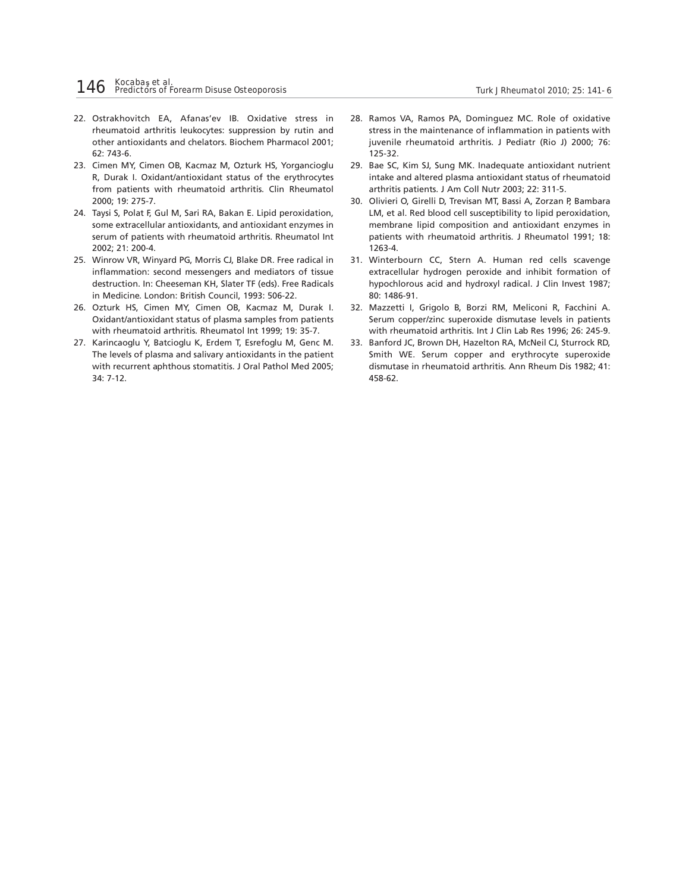22. Ostrakhovitch EA, Afanas'ev IB. Oxidative stress in rheumatoid arthritis leukocytes: suppression by rutin and other antioxidants and chelators. Biochem Pharmacol 2001; 62: 743-6.
23. Cimen MY, Cimen OB, Kacmaz M, Ozturk HS, Yorgancioglu R, Durak I. Oxidant/antioxidant status of the erythrocytes from patients with rheumatoid arthritis. Clin Rheumatol 2000; 19: 275-7.
24. Taysi S, Polat F, Gul M, Sari RA, Bakan E. Lipid peroxidation, some extracellular antioxidants, and antioxidant enzymes in serum of patients with rheumatoid arthritis. Rheumatol Int 2002; 21: 200-4.
25. Winrow VR, Winyard PG, Morris CJ, Blake DR. Free radical in inflammation: second messengers and mediators of tissue destruction. In: Cheeseman KH, Slater TF (eds). Free Radicals in Medicine. London: British Council, 1993: 506-22.
26. Ozturk HS, Cimen MY, Cimen OB, Kacmaz M, Durak I. Oxidant/antioxidant status of plasma samples from patients with rheumatoid arthritis. Rheumatol Int 1999; 19: 35-7.
27. Karincaoglu Y, Batcioglu K, Erdem T, Esrefoglu M, Genc M. The levels of plasma and salivary antioxidants in the patient with recurrent aphthous stomatitis. J Oral Pathol Med 2005; 34: 7-12.
28. Ramos VA, Ramos PA, Dominguez MC. Role of oxidative stress in the maintenance of inflammation in patients with juvenile rheumatoid arthritis. J Pediatr (Rio J) 2000; 76: 125-32.
29. Bae SC, Kim SJ, Sung MK. Inadequate antioxidant nutrient intake and altered plasma antioxidant status of rheumatoid arthritis patients. J Am Coll Nutr 2003; 22: 311-5.
30. Olivieri O, Girelli D, Trevisan MT, Bassi A, Zorzan P, Bambara LM, et al. Red blood cell susceptibility to lipid peroxidation, membrane lipid composition and antioxidant enzymes in patients with rheumatoid arthritis. J Rheumatol 1991; 18: 1263-4.
31. Winterbourn CC, Stern A. Human red cells scavenge extracellular hydrogen peroxide and inhibit formation of hypochlorous acid and hydroxyl radical. J Clin Invest 1987; 80: 1486-91.
32. Mazzetti I, Grigolo B, Borzi RM, Meliconi R, Facchini A. Serum copper/zinc superoxide dismutase levels in patients with rheumatoid arthritis. Int J Clin Lab Res 1996; 26: 245-9.
33. Banford JC, Brown DH, Hazelton RA, McNeil CJ, Sturrock RD, Smith WE. Serum copper and erythrocyte superoxide dismutase in rheumatoid arthritis. Ann Rheum Dis 1982; 41: 458-62.